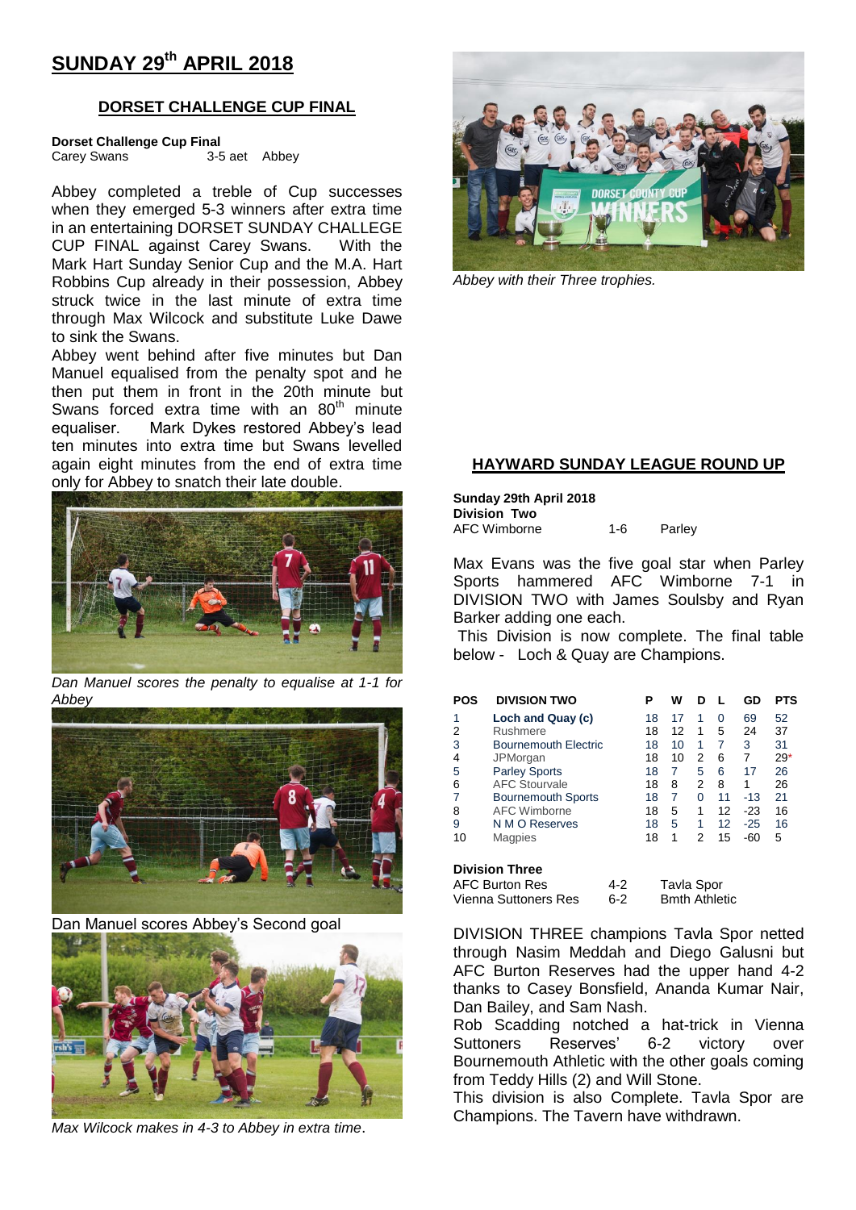# SUNDAY 29th APRIL 2018

## DORSET CHALLENGE CUP FINAL

**Dorset Challenge Cup Final**
Carey Swans 3-5 aet Abbey

Abbey completed a treble of Cup successes when they emerged 5-3 winners after extra time in an entertaining DORSET SUNDAY CHALLEGE CUP FINAL against Carey Swans. With the Mark Hart Sunday Senior Cup and the M.A. Hart Robbins Cup already in their possession, Abbey struck twice in the last minute of extra time through Max Wilcock and substitute Luke Dawe to sink the Swans.

Abbey went behind after five minutes but Dan Manuel equalised from the penalty spot and he then put them in front in the 20th minute but Swans forced extra time with an 80th minute equaliser. Mark Dykes restored Abbey's lead ten minutes into extra time but Swans levelled again eight minutes from the end of extra time only for Abbey to snatch their late double.

*Dan Manuel scores the penalty to equalise at 1-1 for Abbey*

Dan Manuel scores Abbey's Second goal

*Max Wilcock makes in 4-3 to Abbey in extra time*.

*Abbey with their Three trophies.*

## HAYWARD SUNDAY LEAGUE ROUND UP

**Sunday 29th April 2018**
**Division Two**
AFC Wimborne 1-6 Parley

Max Evans was the five goal star when Parley Sports hammered AFC Wimborne 7-1 in DIVISION TWO with James Soulsby and Ryan Barker adding one each.

This Division is now complete. The final table below - Loch & Quay are Champions.

| POS | DIVISION TWO | P | W | D | L | GD | PTS |
|---|---|---|---|---|---|---|---|
| 1 | **Loch and Quay (c)** | 18 | 17 | 1 | 0 | 69 | 52 |
| 2 | Rushmere | 18 | 12 | 1 | 5 | 24 | 37 |
| 3 | Bournemouth Electric | 18 | 10 | 1 | 7 | 3 | 31 |
| 4 | JPMorgan | 18 | 10 | 2 | 6 | 7 | 29* |
| 5 | Parley Sports | 18 | 7 | 5 | 6 | 17 | 26 |
| 6 | AFC Stourvale | 18 | 8 | 2 | 8 | 1 | 26 |
| 7 | Bournemouth Sports | 18 | 7 | 0 | 11 | -13 | 21 |
| 8 | AFC Wimborne | 18 | 5 | 1 | 12 | -23 | 16 |
| 9 | N M O Reserves | 18 | 5 | 1 | 12 | -25 | 16 |
| 10 | Magpies | 18 | 1 | 2 | 15 | -60 | 5 |

**Division Three**
AFC Burton Res 4-2 Tavla Spor
Vienna Suttoners Res 6-2 Bmth Athletic

DIVISION THREE champions Tavla Spor netted through Nasim Meddah and Diego Galusni but AFC Burton Reserves had the upper hand 4-2 thanks to Casey Bonsfield, Ananda Kumar Nair, Dan Bailey, and Sam Nash.

Rob Scadding notched a hat-trick in Vienna Suttoners Reserves' 6-2 victory over Bournemouth Athletic with the other goals coming from Teddy Hills (2) and Will Stone.

This division is also Complete. Tavla Spor are Champions. The Tavern have withdrawn.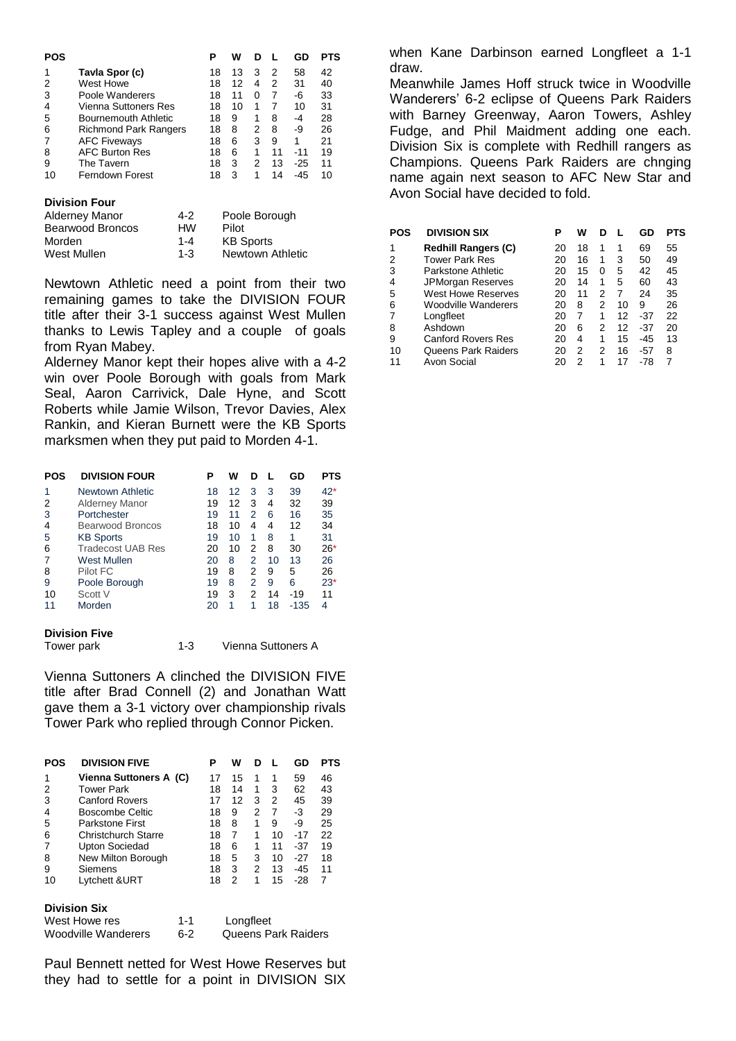| POS | | P | W | D | L | GD | PTS |
|---|---|---|---|---|---|---|---|
| 1 | **Tavla Spor (c)** | 18 | 13 | 3 | 2 | 58 | 42 |
| 2 | West Howe | 18 | 12 | 4 | 2 | 31 | 40 |
| 3 | Poole Wanderers | 18 | 11 | 0 | 7 | -6 | 33 |
| 4 | Vienna Suttoners Res | 18 | 10 | 1 | 7 | 10 | 31 |
| 5 | Bournemouth Athletic | 18 | 9 | 1 | 8 | -4 | 28 |
| 6 | Richmond Park Rangers | 18 | 8 | 2 | 8 | -9 | 26 |
| 7 | AFC Fiveways | 18 | 6 | 3 | 9 | 1 | 21 |
| 8 | AFC Burton Res | 18 | 6 | 1 | 11 | -11 | 19 |
| 9 | The Tavern | 18 | 3 | 2 | 13 | -25 | 11 |
| 10 | Ferndown Forest | 18 | 3 | 1 | 14 | -45 | 10 |

**Division Four**

| | | |
|---|---|---|
| Alderney Manor | 4-2 | Poole Borough |
| Bearwood Broncos | HW | Pilot |
| Morden | 1-4 | KB Sports |
| West Mullen | 1-3 | Newtown Athletic |

Newtown Athletic need a point from their two remaining games to take the DIVISION FOUR title after their 3-1 success against West Mullen thanks to Lewis Tapley and a couple of goals from Ryan Mabey.

Alderney Manor kept their hopes alive with a 4-2 win over Poole Borough with goals from Mark Seal, Aaron Carrivick, Dale Hyne, and Scott Roberts while Jamie Wilson, Trevor Davies, Alex Rankin, and Kieran Burnett were the KB Sports marksmen when they put paid to Morden 4-1.

| POS | DIVISION FOUR | P | W | D | L | GD | PTS |
|---|---|---|---|---|---|---|---|
| 1 | Newtown Athletic | 18 | 12 | 3 | 3 | 39 | 42* |
| 2 | Alderney Manor | 19 | 12 | 3 | 4 | 32 | 39 |
| 3 | Portchester | 19 | 11 | 2 | 6 | 16 | 35 |
| 4 | Bearwood Broncos | 18 | 10 | 4 | 4 | 12 | 34 |
| 5 | KB Sports | 19 | 10 | 1 | 8 | 1 | 31 |
| 6 | Tradecost UAB Res | 20 | 10 | 2 | 8 | 30 | 26* |
| 7 | West Mullen | 20 | 8 | 2 | 10 | 13 | 26 |
| 8 | Pilot FC | 19 | 8 | 2 | 9 | 5 | 26 |
| 9 | Poole Borough | 19 | 8 | 2 | 9 | 6 | 23* |
| 10 | Scott V | 19 | 3 | 2 | 14 | -19 | 11 |
| 11 | Morden | 20 | 1 | 1 | 18 | -135 | 4 |

**Division Five**

| | | |
|---|---|---|
| Tower park | 1-3 | Vienna Suttoners A |

Vienna Suttoners A clinched the DIVISION FIVE title after Brad Connell (2) and Jonathan Watt gave them a 3-1 victory over championship rivals Tower Park who replied through Connor Picken.

| POS | DIVISION FIVE | P | W | D | L | GD | PTS |
|---|---|---|---|---|---|---|---|
| 1 | **Vienna Suttoners A (C)** | 17 | 15 | 1 | 1 | 59 | 46 |
| 2 | Tower Park | 18 | 14 | 1 | 3 | 62 | 43 |
| 3 | Canford Rovers | 17 | 12 | 3 | 2 | 45 | 39 |
| 4 | Boscombe Celtic | 18 | 9 | 2 | 7 | -3 | 29 |
| 5 | Parkstone First | 18 | 8 | 1 | 9 | -9 | 25 |
| 6 | Christchurch Starre | 18 | 7 | 1 | 10 | -17 | 22 |
| 7 | Upton Sociedad | 18 | 6 | 1 | 11 | -37 | 19 |
| 8 | New Milton Borough | 18 | 5 | 3 | 10 | -27 | 18 |
| 9 | Siemens | 18 | 3 | 2 | 13 | -45 | 11 |
| 10 | Lytchett &URT | 18 | 2 | 1 | 15 | -28 | 7 |

**Division Six**

| | | |
|---|---|---|
| West Howe res | 1-1 | Longfleet |
| Woodville Wanderers | 6-2 | Queens Park Raiders |

Paul Bennett netted for West Howe Reserves but they had to settle for a point in DIVISION SIX when Kane Darbinson earned Longfleet a 1-1 draw.

Meanwhile James Hoff struck twice in Woodville Wanderers' 6-2 eclipse of Queens Park Raiders with Barney Greenway, Aaron Towers, Ashley Fudge, and Phil Maidment adding one each. Division Six is complete with Redhill rangers as Champions. Queens Park Raiders are chnging name again next season to AFC New Star and Avon Social have decided to fold.

| POS | DIVISION SIX | P | W | D | L | GD | PTS |
|---|---|---|---|---|---|---|---|
| 1 | **Redhill Rangers (C)** | 20 | 18 | 1 | 1 | 69 | 55 |
| 2 | Tower Park Res | 20 | 16 | 1 | 3 | 50 | 49 |
| 3 | Parkstone Athletic | 20 | 15 | 0 | 5 | 42 | 45 |
| 4 | JPMorgan Reserves | 20 | 14 | 1 | 5 | 60 | 43 |
| 5 | West Howe Reserves | 20 | 11 | 2 | 7 | 24 | 35 |
| 6 | Woodville Wanderers | 20 | 8 | 2 | 10 | 9 | 26 |
| 7 | Longfleet | 20 | 7 | 1 | 12 | -37 | 22 |
| 8 | Ashdown | 20 | 6 | 2 | 12 | -37 | 20 |
| 9 | Canford Rovers Res | 20 | 4 | 1 | 15 | -45 | 13 |
| 10 | Queens Park Raiders | 20 | 2 | 2 | 16 | -57 | 8 |
| 11 | Avon Social | 20 | 2 | 1 | 17 | -78 | 7 |